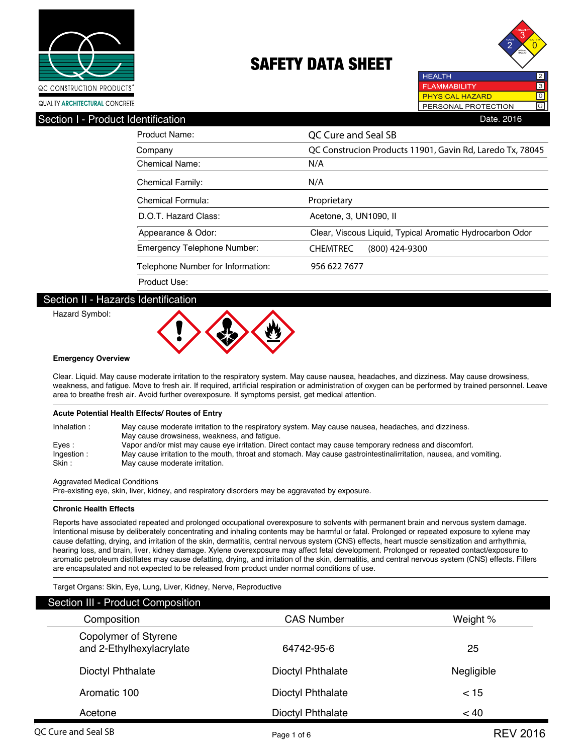QC CONSTRUCTION PRODUCTS®

QUALITY ARCHITECTURAL CONCRETE

# SAFETY DATA SHEET

| | |
|---|---|
| HEALTH | 2 |
| FLAMMABILITY | 3 |
| PHYSICAL HAZARD | 0 |
| PERSONAL PROTECTION | G |

## Section I - Product Identification

Date. 2016

| | |
|---|---|
| Product Name: | QC Cure and Seal SB |
| Company | QC Construcion Products 11901, Gavin Rd, Laredo Tx, 78045 |
| Chemical Name: | N/A |
| Chemical Family: | N/A |
| Chemical Formula: | Proprietary |
| D.O.T. Hazard Class: | Acetone, 3, UN1090, II |
| Appearance & Odor: | Clear, Viscous Liquid, Typical Aromatic Hydrocarbon Odor |
| Emergency Telephone Number: | CHEMTREC (800) 424-9300 |
| Telephone Number for Information: | 956 622 7677 |
| Product Use: | |

## Section II - Hazards Identification

Hazard Symbol:

**Emergency Overview**

Clear. Liquid. May cause moderate irritation to the respiratory system. May cause nausea, headaches, and dizziness. May cause drowsiness, weakness, and fatigue. Move to fresh air. If required, artificial respiration or administration of oxygen can be performed by trained personnel. Leave area to breathe fresh air. Avoid further overexposure. If symptoms persist, get medical attention.

**Acute Potential Health Effects/ Routes of Entry**

Inhalation : May cause moderate irritation to the respiratory system. May cause nausea, headaches, and dizziness. May cause drowsiness, weakness, and fatigue.

Eyes : Vapor and/or mist may cause eye irritation. Direct contact may cause temporary redness and discomfort.

Ingestion : May cause irritation to the mouth, throat and stomach. May cause gastrointestinalirritation, nausea, and vomiting.

Skin : May cause moderate irritation.

Aggravated Medical Conditions

Pre-existing eye, skin, liver, kidney, and respiratory disorders may be aggravated by exposure.

**Chronic Health Effects**

Reports have associated repeated and prolonged occupational overexposure to solvents with permanent brain and nervous system damage. Intentional misuse by deliberately concentrating and inhaling contents may be harmful or fatal. Prolonged or repeated exposure to xylene may cause defatting, drying, and irritation of the skin, dermatitis, central nervous system (CNS) effects, heart muscle sensitization and arrhythmia, hearing loss, and brain, liver, kidney damage. Xylene overexposure may affect fetal development. Prolonged or repeated contact/exposure to aromatic petroleum distillates may cause defatting, drying, and irritation of the skin, dermatitis, and central nervous system (CNS) effects. Fillers are encapsulated and not expected to be released from product under normal conditions of use.

Target Organs: Skin, Eye, Lung, Liver, Kidney, Nerve, Reproductive

## Section III - Product Composition

| Composition | CAS Number | Weight % |
|---|---|---|
| Copolymer of Styrene and 2-Ethylhexylacrylate | 64742-95-6 | 25 |
| Dioctyl Phthalate | Dioctyl Phthalate | Negligible |
| Aromatic 100 | Dioctyl Phthalate | < 15 |
| Acetone | Dioctyl Phthalate | < 40 |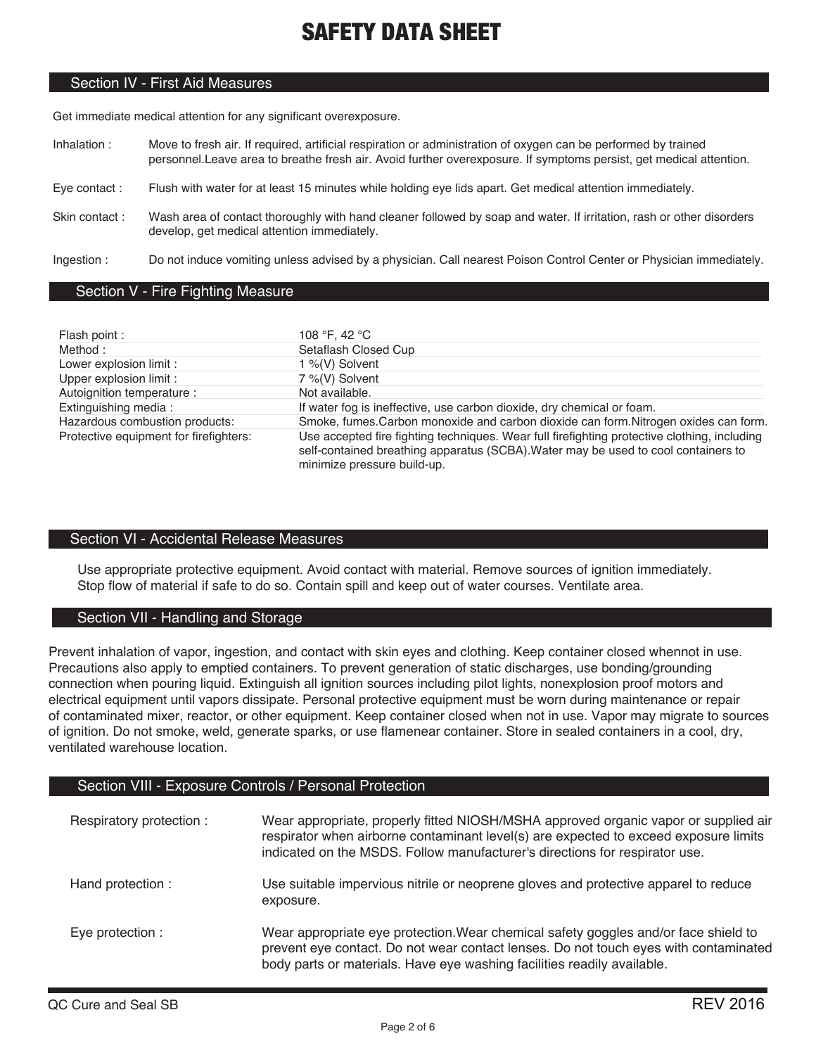# SAFETY DATA SHEET

## Section IV - First Aid Measures

Get immediate medical attention for any significant overexposure.

**Inhalation :** Move to fresh air. If required, artificial respiration or administration of oxygen can be performed by trained personnel.Leave area to breathe fresh air. Avoid further overexposure. If symptoms persist, get medical attention.

**Eye contact :** Flush with water for at least 15 minutes while holding eye lids apart. Get medical attention immediately.

**Skin contact :** Wash area of contact thoroughly with hand cleaner followed by soap and water. If irritation, rash or other disorders develop, get medical attention immediately.

**Ingestion :** Do not induce vomiting unless advised by a physician. Call nearest Poison Control Center or Physician immediately.

## Section V - Fire Fighting Measure

| | |
|---|---|
| Flash point : | 108 °F, 42 °C |
| Method : | Setaflash Closed Cup |
| Lower explosion limit : | 1 %(V) Solvent |
| Upper explosion limit : | 7 %(V) Solvent |
| Autoignition temperature : | Not available. |
| Extinguishing media : | If water fog is ineffective, use carbon dioxide, dry chemical or foam. |
| Hazardous combustion products: | Smoke, fumes.Carbon monoxide and carbon dioxide can form.Nitrogen oxides can form. |
| Protective equipment for firefighters: | Use accepted fire fighting techniques. Wear full firefighting protective clothing, including self-contained breathing apparatus (SCBA).Water may be used to cool containers to minimize pressure build-up. |

## Section VI - Accidental Release Measures

Use appropriate protective equipment. Avoid contact with material. Remove sources of ignition immediately. Stop flow of material if safe to do so. Contain spill and keep out of water courses. Ventilate area.

## Section VII - Handling and Storage

Prevent inhalation of vapor, ingestion, and contact with skin eyes and clothing. Keep container closed whennot in use. Precautions also apply to emptied containers. To prevent generation of static discharges, use bonding/grounding connection when pouring liquid. Extinguish all ignition sources including pilot lights, nonexplosion proof motors and electrical equipment until vapors dissipate. Personal protective equipment must be worn during maintenance or repair of contaminated mixer, reactor, or other equipment. Keep container closed when not in use. Vapor may migrate to sources of ignition. Do not smoke, weld, generate sparks, or use flamenear container. Store in sealed containers in a cool, dry, ventilated warehouse location.

## Section VIII - Exposure Controls / Personal Protection

**Respiratory protection :** Wear appropriate, properly fitted NIOSH/MSHA approved organic vapor or supplied air respirator when airborne contaminant level(s) are expected to exceed exposure limits indicated on the MSDS. Follow manufacturer's directions for respirator use.

**Hand protection :** Use suitable impervious nitrile or neoprene gloves and protective apparel to reduce exposure.

**Eye protection :** Wear appropriate eye protection.Wear chemical safety goggles and/or face shield to prevent eye contact. Do not wear contact lenses. Do not touch eyes with contaminated body parts or materials. Have eye washing facilities readily available.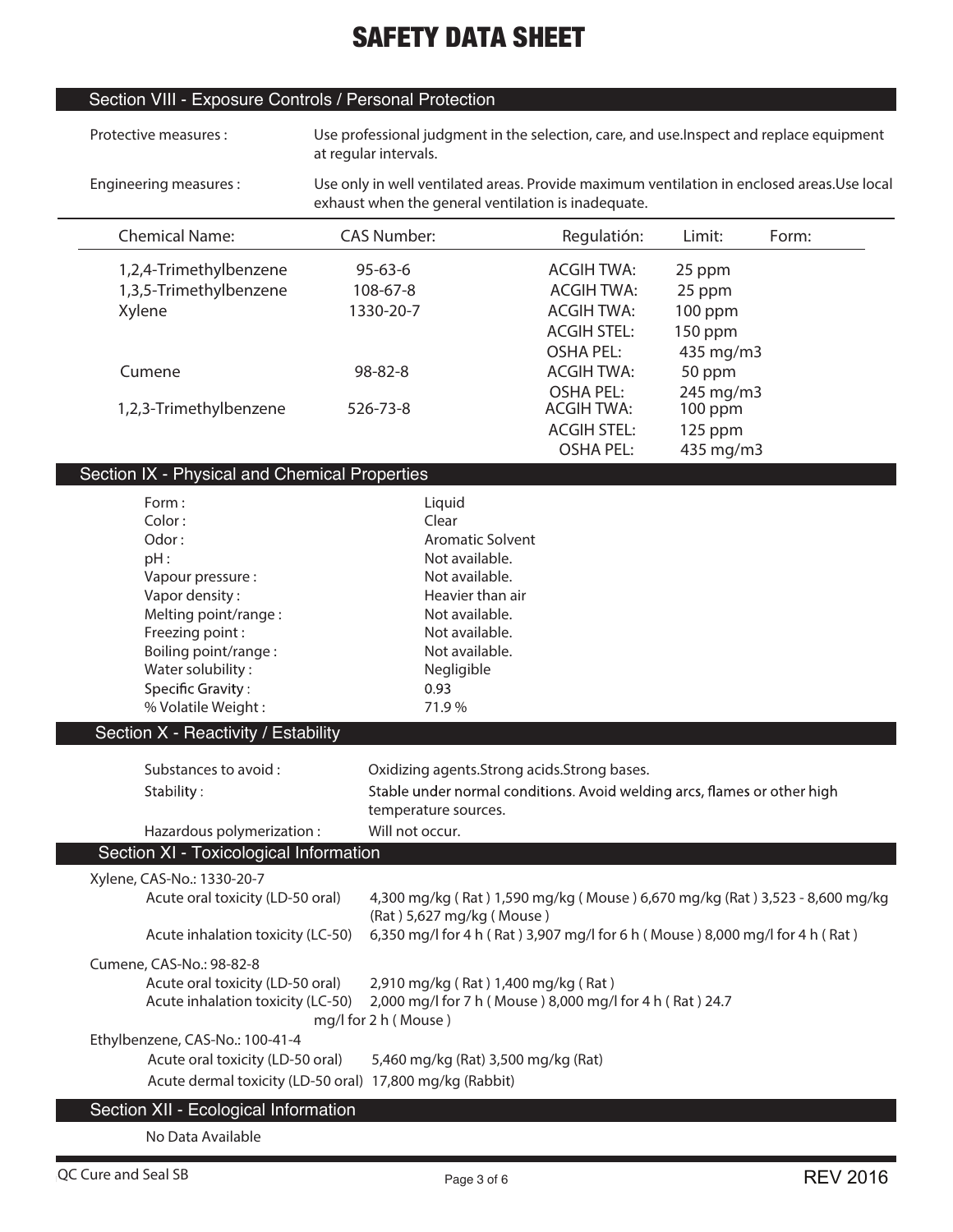# SAFETY DATA SHEET

## Section VIII - Exposure Controls / Personal Protection

Protective measures : Use professional judgment in the selection, care, and use.Inspect and replace equipment at regular intervals.

Engineering measures : Use only in well ventilated areas. Provide maximum ventilation in enclosed areas.Use local exhaust when the general ventilation is inadequate.

| Chemical Name: | CAS Number: | Regulatión: | Limit: | Form: |
|---|---|---|---|---|
| 1,2,4-Trimethylbenzene | 95-63-6 | ACGIH TWA: | 25 ppm | |
| 1,3,5-Trimethylbenzene | 108-67-8 | ACGIH TWA: | 25 ppm | |
| Xylene | 1330-20-7 | ACGIH TWA: | 100 ppm | |
| | | ACGIH STEL: | 150 ppm | |
| | | OSHA PEL: | 435 mg/m3 | |
| Cumene | 98-82-8 | ACGIH TWA: | 50 ppm | |
| | | OSHA PEL: | 245 mg/m3 | |
| 1,2,3-Trimethylbenzene | 526-73-8 | ACGIH TWA: | 100 ppm | |
| | | ACGIH STEL: | 125 ppm | |
| | | OSHA PEL: | 435 mg/m3 | |

## Section IX - Physical and Chemical Properties

| | |
|---|---|
| Form : | Liquid |
| Color : | Clear |
| Odor : | Aromatic Solvent |
| pH : | Not available. |
| Vapour pressure : | Not available. |
| Vapor density : | Heavier than air |
| Melting point/range : | Not available. |
| Freezing point : | Not available. |
| Boiling point/range : | Not available. |
| Water solubility : | Negligible |
| Specific Gravity : | 0.93 |
| % Volatile Weight : | 71.9 % |

## Section X - Reactivity / Estability

Substances to avoid : Oxidizing agents.Strong acids.Strong bases.

Stability : Stable under normal conditions. Avoid welding arcs, flames or other high temperature sources.

Hazardous polymerization : Will not occur.

## Section XI - Toxicological Information

Xylene, CAS-No.: 1330-20-7

- Acute oral toxicity (LD-50 oral) 4,300 mg/kg ( Rat ) 1,590 mg/kg ( Mouse ) 6,670 mg/kg (Rat ) 3,523 - 8,600 mg/kg (Rat ) 5,627 mg/kg ( Mouse )
- Acute inhalation toxicity (LC-50) 6,350 mg/l for 4 h ( Rat ) 3,907 mg/l for 6 h ( Mouse ) 8,000 mg/l for 4 h ( Rat )

Cumene, CAS-No.: 98-82-8

- Acute oral toxicity (LD-50 oral) 2,910 mg/kg ( Rat ) 1,400 mg/kg ( Rat )
- Acute inhalation toxicity (LC-50) 2,000 mg/l for 7 h ( Mouse ) 8,000 mg/l for 4 h ( Rat ) 24.7 mg/l for 2 h ( Mouse )

Ethylbenzene, CAS-No.: 100-41-4

- Acute oral toxicity (LD-50 oral) 5,460 mg/kg (Rat) 3,500 mg/kg (Rat)
- Acute dermal toxicity (LD-50 oral) 17,800 mg/kg (Rabbit)

## Section XII - Ecological Information

No Data Available

QC Cure and Seal SB

REV 2016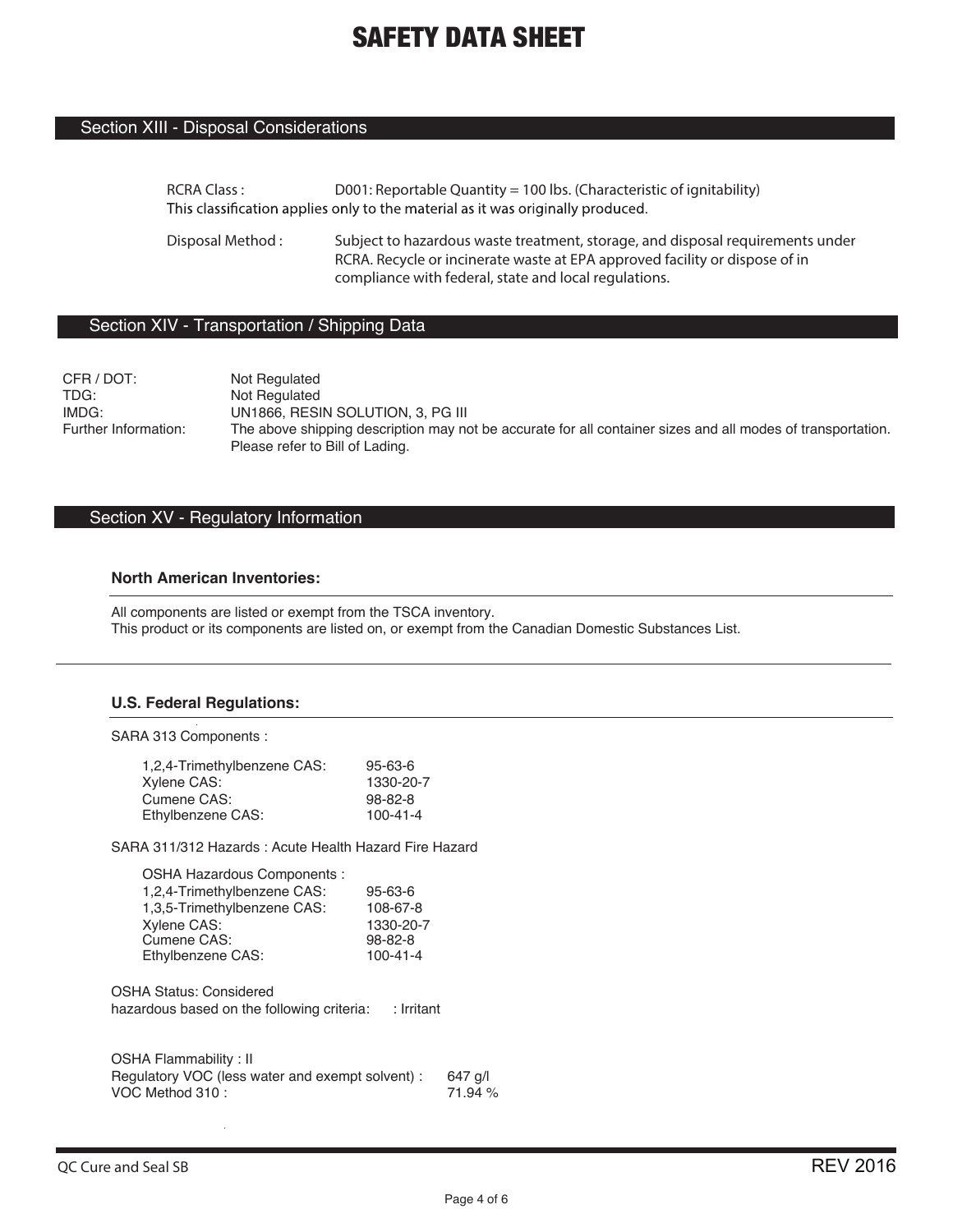# SAFETY DATA SHEET

## Section XIII - Disposal Considerations

RCRA Class : D001: Reportable Quantity = 100 lbs. (Characteristic of ignitability)
This classification applies only to the material as it was originally produced.

Disposal Method : Subject to hazardous waste treatment, storage, and disposal requirements under RCRA. Recycle or incinerate waste at EPA approved facility or dispose of in compliance with federal, state and local regulations.

## Section XIV - Transportation / Shipping Data

| | |
|---|---|
| CFR / DOT: | Not Regulated |
| TDG: | Not Regulated |
| IMDG: | UN1866, RESIN SOLUTION, 3, PG III |
| Further Information: | The above shipping description may not be accurate for all container sizes and all modes of transportation. Please refer to Bill of Lading. |

## Section XV - Regulatory Information

### North American Inventories:

All components are listed or exempt from the TSCA inventory.
This product or its components are listed on, or exempt from the Canadian Domestic Substances List.

### U.S. Federal Regulations:

SARA 313 Components :

| | |
|---|---|
| 1,2,4-Trimethylbenzene CAS: | 95-63-6 |
| Xylene CAS: | 1330-20-7 |
| Cumene CAS: | 98-82-8 |
| Ethylbenzene CAS: | 100-41-4 |

SARA 311/312 Hazards : Acute Health Hazard Fire Hazard

OSHA Hazardous Components :

| | |
|---|---|
| 1,2,4-Trimethylbenzene CAS: | 95-63-6 |
| 1,3,5-Trimethylbenzene CAS: | 108-67-8 |
| Xylene CAS: | 1330-20-7 |
| Cumene CAS: | 98-82-8 |
| Ethylbenzene CAS: | 100-41-4 |

OSHA Status: Considered
hazardous based on the following criteria: : Irritant

OSHA Flammability : II
Regulatory VOC (less water and exempt solvent) : 647 g/l
VOC Method 310 : 71.94 %

QC Cure and Seal SB REV 2016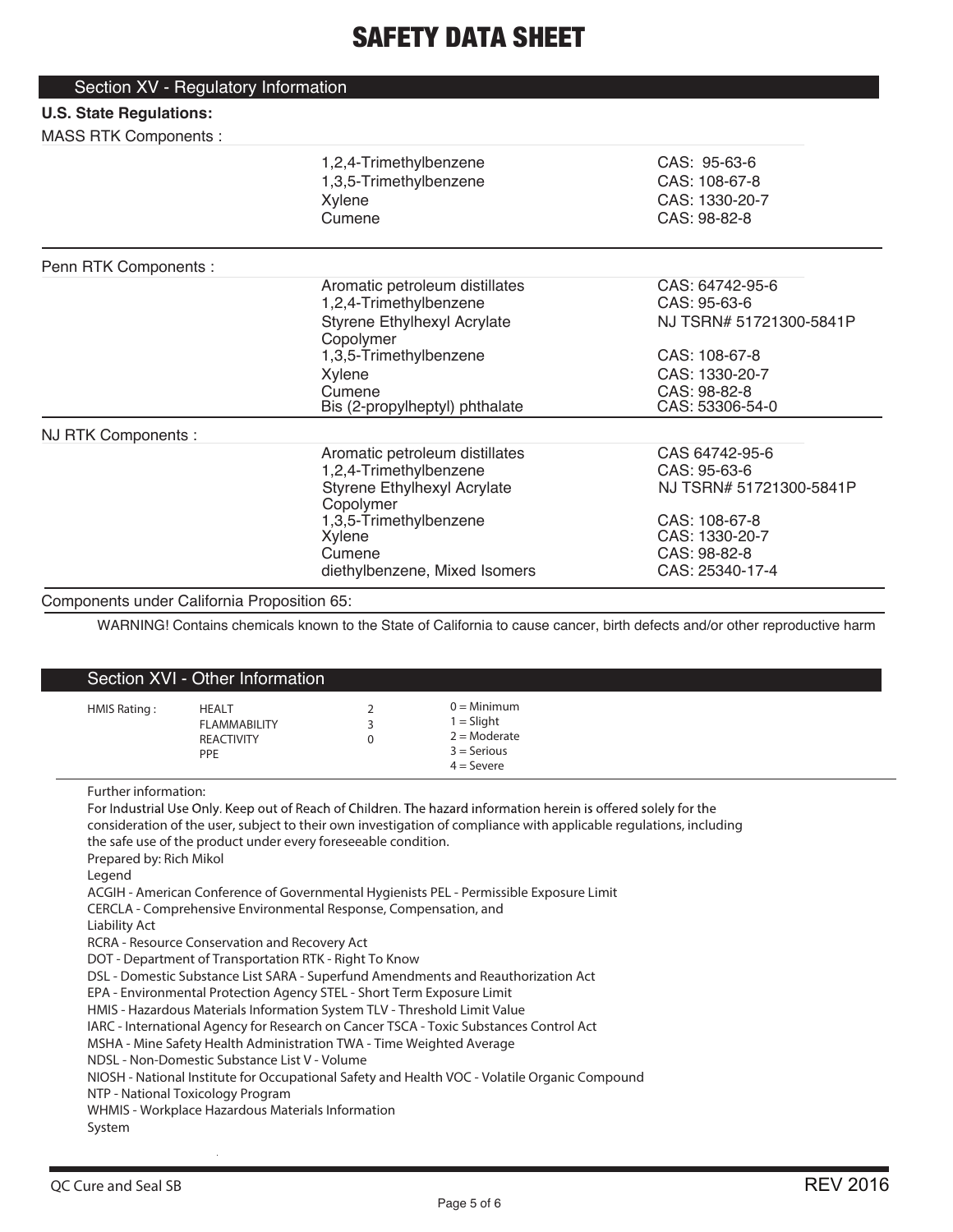# SAFETY DATA SHEET

## Section XV - Regulatory Information

**U.S. State Regulations:**

MASS RTK Components :

| Component | CAS |
|---|---|
| 1,2,4-Trimethylbenzene | CAS: 95-63-6 |
| 1,3,5-Trimethylbenzene | CAS: 108-67-8 |
| Xylene | CAS: 1330-20-7 |
| Cumene | CAS: 98-82-8 |

Penn RTK Components :

| Component | CAS |
|---|---|
| Aromatic petroleum distillates | CAS: 64742-95-6 |
| 1,2,4-Trimethylbenzene | CAS: 95-63-6 |
| Styrene Ethylhexyl Acrylate Copolymer | NJ TSRN# 51721300-5841P |
| 1,3,5-Trimethylbenzene | CAS: 108-67-8 |
| Xylene | CAS: 1330-20-7 |
| Cumene | CAS: 98-82-8 |
| Bis (2-propylheptyl) phthalate | CAS: 53306-54-0 |

NJ RTK Components :

| Component | CAS |
|---|---|
| Aromatic petroleum distillates | CAS 64742-95-6 |
| 1,2,4-Trimethylbenzene | CAS: 95-63-6 |
| Styrene Ethylhexyl Acrylate Copolymer | NJ TSRN# 51721300-5841P |
| 1,3,5-Trimethylbenzene | CAS: 108-67-8 |
| Xylene | CAS: 1330-20-7 |
| Cumene | CAS: 98-82-8 |
| diethylbenzene, Mixed Isomers | CAS: 25340-17-4 |

Components under California Proposition 65:

WARNING! Contains chemicals known to the State of California to cause cancer, birth defects and/or other reproductive harm

## Section XVI - Other Information

| HMIS Rating : | | | |
|---|---|---|---|
| | HEALT | 2 | 0 = Minimum |
| | FLAMMABILITY | 3 | 1 = Slight |
| | REACTIVITY | 0 | 2 = Moderate |
| | PPE | | 3 = Serious |
| | | | 4 = Severe |

Further information:

For Industrial Use Only. Keep out of Reach of Children. The hazard information herein is offered solely for the consideration of the user, subject to their own investigation of compliance with applicable regulations, including the safe use of the product under every foreseeable condition.

Prepared by: Rich Mikol

Legend

ACGIH - American Conference of Governmental Hygienists PEL - Permissible Exposure Limit
CERCLA - Comprehensive Environmental Response, Compensation, and Liability Act
RCRA - Resource Conservation and Recovery Act
DOT - Department of Transportation RTK - Right To Know
DSL - Domestic Substance List SARA - Superfund Amendments and Reauthorization Act
EPA - Environmental Protection Agency STEL - Short Term Exposure Limit
HMIS - Hazardous Materials Information System TLV - Threshold Limit Value
IARC - International Agency for Research on Cancer TSCA - Toxic Substances Control Act
MSHA - Mine Safety Health Administration TWA - Time Weighted Average
NDSL - Non-Domestic Substance List V - Volume
NIOSH - National Institute for Occupational Safety and Health VOC - Volatile Organic Compound
NTP - National Toxicology Program
WHMIS - Workplace Hazardous Materials Information System

QC Cure and Seal SB — REV 2016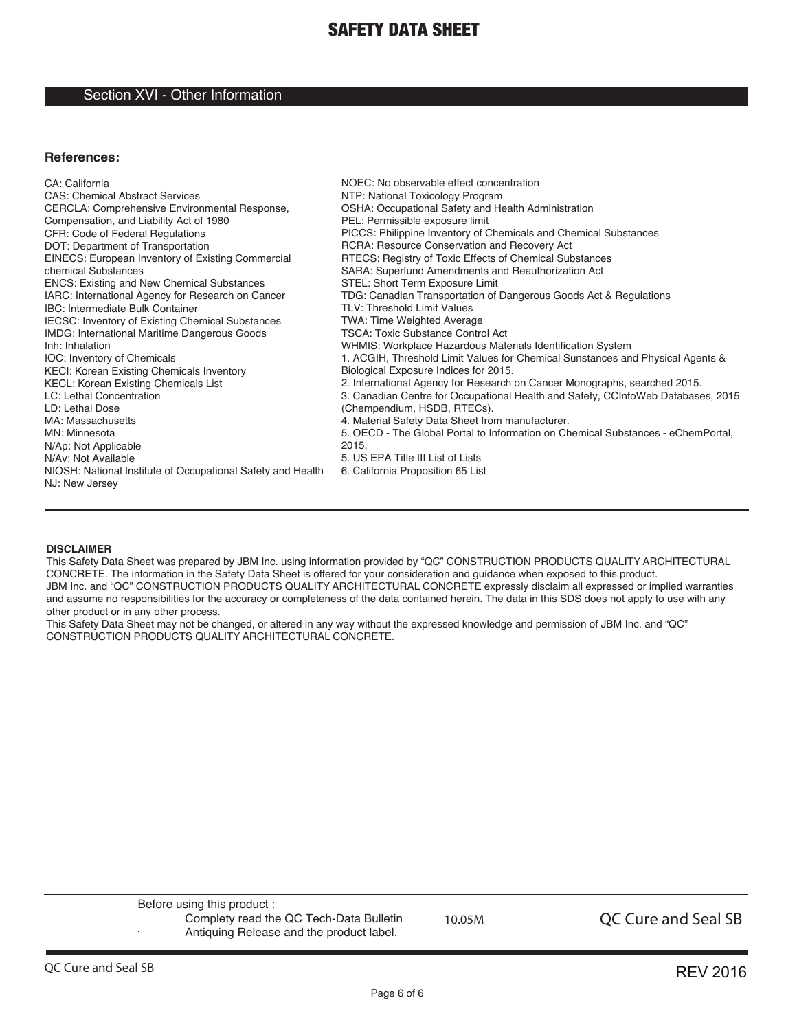## Section XVI - Other Information

### References:

CA: California
CAS: Chemical Abstract Services
CERCLA: Comprehensive Environmental Response, Compensation, and Liability Act of 1980
CFR: Code of Federal Regulations
DOT: Department of Transportation
EINECS: European Inventory of Existing Commercial chemical Substances
ENCS: Existing and New Chemical Substances
IARC: International Agency for Research on Cancer
IBC: Intermediate Bulk Container
IECSC: Inventory of Existing Chemical Substances
IMDG: International Maritime Dangerous Goods
Inh: Inhalation
IOC: Inventory of Chemicals
KECI: Korean Existing Chemicals Inventory
KECL: Korean Existing Chemicals List
LC: Lethal Concentration
LD: Lethal Dose
MA: Massachusetts
MN: Minnesota
N/Ap: Not Applicable
N/Av: Not Available
NIOSH: National Institute of Occupational Safety and Health
NJ: New Jersey
NOEC: No observable effect concentration
NTP: National Toxicology Program
OSHA: Occupational Safety and Health Administration
PEL: Permissible exposure limit
PICCS: Philippine Inventory of Chemicals and Chemical Substances
RCRA: Resource Conservation and Recovery Act
RTECS: Registry of Toxic Effects of Chemical Substances
SARA: Superfund Amendments and Reauthorization Act
STEL: Short Term Exposure Limit
TDG: Canadian Transportation of Dangerous Goods Act & Regulations
TLV: Threshold Limit Values
TWA: Time Weighted Average
TSCA: Toxic Substance Control Act
WHMIS: Workplace Hazardous Materials Identification System

1. ACGIH, Threshold Limit Values for Chemical Sunstances and Physical Agents & Biological Exposure Indices for 2015.
2. International Agency for Research on Cancer Monographs, searched 2015.
3. Canadian Centre for Occupational Health and Safety, CCInfoWeb Databases, 2015 (Chempendium, HSDB, RTECs).
4. Material Safety Data Sheet from manufacturer.
5. OECD - The Global Portal to Information on Chemical Substances - eChemPortal, 2015.
5. US EPA Title III List of Lists
6. California Proposition 65 List

**DISCLAIMER**

This Safety Data Sheet was prepared by JBM Inc. using information provided by "QC" CONSTRUCTION PRODUCTS QUALITY ARCHITECTURAL CONCRETE. The information in the Safety Data Sheet is offered for your consideration and guidance when exposed to this product.
JBM Inc. and "QC" CONSTRUCTION PRODUCTS QUALITY ARCHITECTURAL CONCRETE expressly disclaim all expressed or implied warranties and assume no responsibilities for the accuracy or completeness of the data contained herein. The data in this SDS does not apply to use with any other product or in any other process.
This Safety Data Sheet may not be changed, or altered in any way without the expressed knowledge and permission of JBM Inc. and "QC" CONSTRUCTION PRODUCTS QUALITY ARCHITECTURAL CONCRETE.

Before using this product :
Complety read the QC Tech-Data Bulletin Antiquing Release and the product label.

10.05M

QC Cure and Seal SB